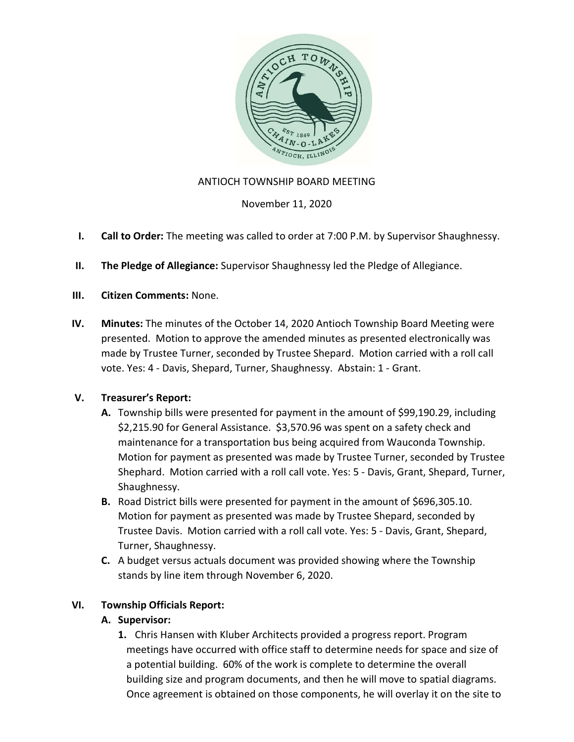ANTIOCH TOWNSHIP BOARD MEETING

November 11, 2020

I. **Call to Order:** The meeting was called to order at 7:00 P.M. by Supervisor Shaughnessy.

II. **The Pledge of Allegiance:** Supervisor Shaughnessy led the Pledge of Allegiance.

III. **Citizen Comments:** None.

IV. **Minutes:** The minutes of the October 14, 2020 Antioch Township Board Meeting were presented. Motion to approve the amended minutes as presented electronically was made by Trustee Turner, seconded by Trustee Shepard. Motion carried with a roll call vote. Yes: 4 - Davis, Shepard, Turner, Shaughnessy. Abstain: 1 - Grant.

V. **Treasurer's Report:**

   A. Township bills were presented for payment in the amount of $99,190.29, including $2,215.90 for General Assistance. $3,570.96 was spent on a safety check and maintenance for a transportation bus being acquired from Wauconda Township. Motion for payment as presented was made by Trustee Turner, seconded by Trustee Shephard. Motion carried with a roll call vote. Yes: 5 - Davis, Grant, Shepard, Turner, Shaughnessy.

   B. Road District bills were presented for payment in the amount of $696,305.10. Motion for payment as presented was made by Trustee Shepard, seconded by Trustee Davis. Motion carried with a roll call vote. Yes: 5 - Davis, Grant, Shepard, Turner, Shaughnessy.

   C. A budget versus actuals document was provided showing where the Township stands by line item through November 6, 2020.

VI. **Township Officials Report:**

   **A. Supervisor:**

   1. Chris Hansen with Kluber Architects provided a progress report. Program meetings have occurred with office staff to determine needs for space and size of a potential building. 60% of the work is complete to determine the overall building size and program documents, and then he will move to spatial diagrams. Once agreement is obtained on those components, he will overlay it on the site to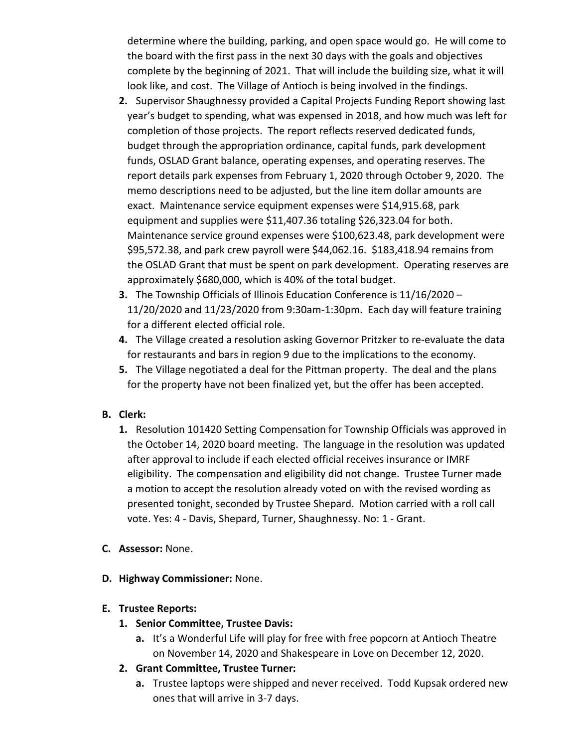determine where the building, parking, and open space would go. He will come to the board with the first pass in the next 30 days with the goals and objectives complete by the beginning of 2021. That will include the building size, what it will look like, and cost. The Village of Antioch is being involved in the findings.

2. Supervisor Shaughnessy provided a Capital Projects Funding Report showing last year's budget to spending, what was expensed in 2018, and how much was left for completion of those projects. The report reflects reserved dedicated funds, budget through the appropriation ordinance, capital funds, park development funds, OSLAD Grant balance, operating expenses, and operating reserves. The report details park expenses from February 1, 2020 through October 9, 2020. The memo descriptions need to be adjusted, but the line item dollar amounts are exact. Maintenance service equipment expenses were $14,915.68, park equipment and supplies were $11,407.36 totaling $26,323.04 for both. Maintenance service ground expenses were $100,623.48, park development were $95,572.38, and park crew payroll were $44,062.16. $183,418.94 remains from the OSLAD Grant that must be spent on park development. Operating reserves are approximately $680,000, which is 40% of the total budget.
3. The Township Officials of Illinois Education Conference is 11/16/2020 – 11/20/2020 and 11/23/2020 from 9:30am-1:30pm. Each day will feature training for a different elected official role.
4. The Village created a resolution asking Governor Pritzker to re-evaluate the data for restaurants and bars in region 9 due to the implications to the economy.
5. The Village negotiated a deal for the Pittman property. The deal and the plans for the property have not been finalized yet, but the offer has been accepted.

**B. Clerk:**

1. Resolution 101420 Setting Compensation for Township Officials was approved in the October 14, 2020 board meeting. The language in the resolution was updated after approval to include if each elected official receives insurance or IMRF eligibility. The compensation and eligibility did not change. Trustee Turner made a motion to accept the resolution already voted on with the revised wording as presented tonight, seconded by Trustee Shepard. Motion carried with a roll call vote. Yes: 4 - Davis, Shepard, Turner, Shaughnessy. No: 1 - Grant.

**C. Assessor:** None.

**D. Highway Commissioner:** None.

**E. Trustee Reports:**

1. **Senior Committee, Trustee Davis:**
   a. It's a Wonderful Life will play for free with free popcorn at Antioch Theatre on November 14, 2020 and Shakespeare in Love on December 12, 2020.
2. **Grant Committee, Trustee Turner:**
   a. Trustee laptops were shipped and never received. Todd Kupsak ordered new ones that will arrive in 3-7 days.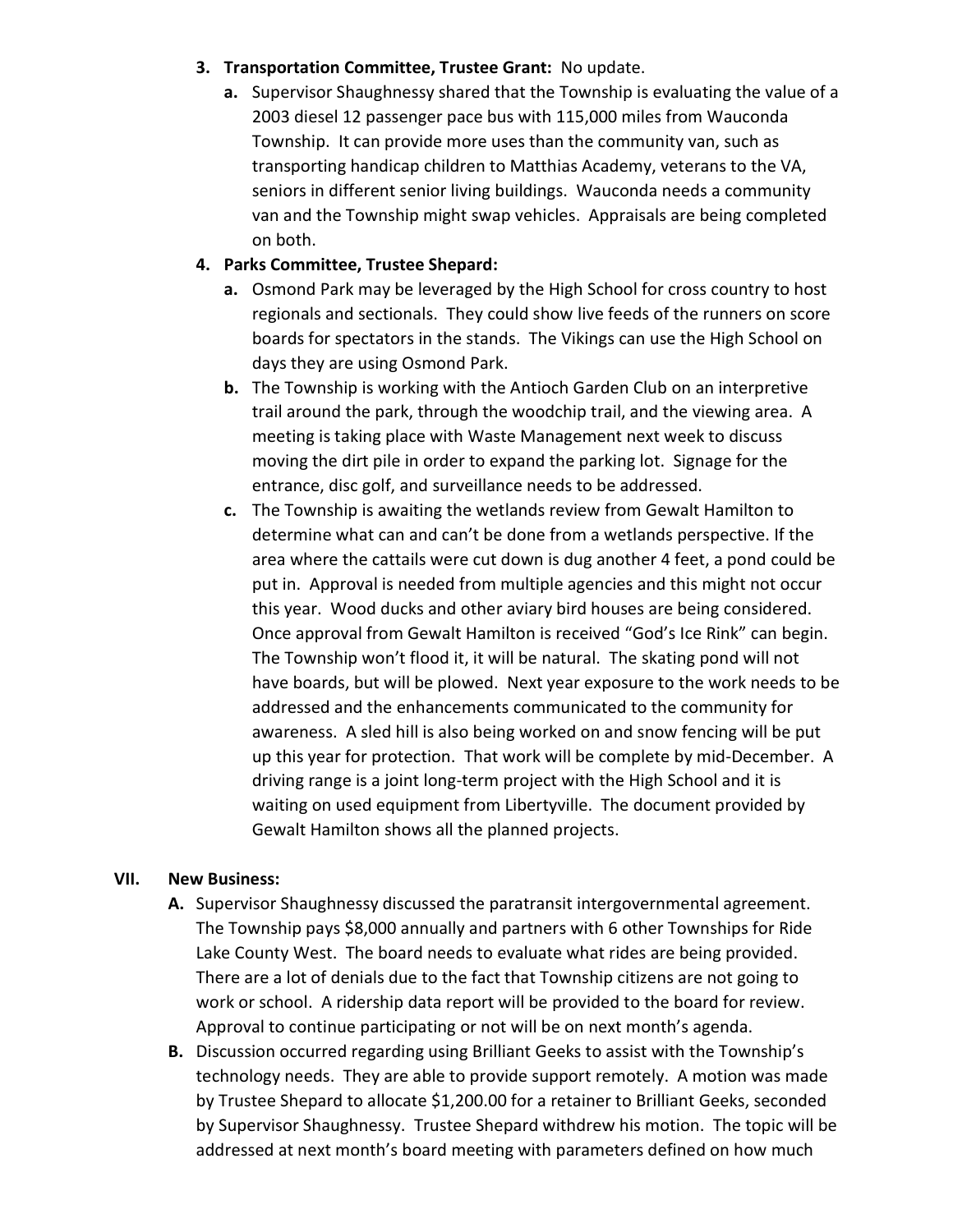3. **Transportation Committee, Trustee Grant:** No update.
   a. Supervisor Shaughnessy shared that the Township is evaluating the value of a 2003 diesel 12 passenger pace bus with 115,000 miles from Wauconda Township. It can provide more uses than the community van, such as transporting handicap children to Matthias Academy, veterans to the VA, seniors in different senior living buildings. Wauconda needs a community van and the Township might swap vehicles. Appraisals are being completed on both.

4. **Parks Committee, Trustee Shepard:**
   a. Osmond Park may be leveraged by the High School for cross country to host regionals and sectionals. They could show live feeds of the runners on score boards for spectators in the stands. The Vikings can use the High School on days they are using Osmond Park.
   b. The Township is working with the Antioch Garden Club on an interpretive trail around the park, through the woodchip trail, and the viewing area. A meeting is taking place with Waste Management next week to discuss moving the dirt pile in order to expand the parking lot. Signage for the entrance, disc golf, and surveillance needs to be addressed.
   c. The Township is awaiting the wetlands review from Gewalt Hamilton to determine what can and can't be done from a wetlands perspective. If the area where the cattails were cut down is dug another 4 feet, a pond could be put in. Approval is needed from multiple agencies and this might not occur this year. Wood ducks and other aviary bird houses are being considered. Once approval from Gewalt Hamilton is received "God's Ice Rink" can begin. The Township won't flood it, it will be natural. The skating pond will not have boards, but will be plowed. Next year exposure to the work needs to be addressed and the enhancements communicated to the community for awareness. A sled hill is also being worked on and snow fencing will be put up this year for protection. That work will be complete by mid-December. A driving range is a joint long-term project with the High School and it is waiting on used equipment from Libertyville. The document provided by Gewalt Hamilton shows all the planned projects.

## VII. New Business:

A. Supervisor Shaughnessy discussed the paratransit intergovernmental agreement. The Township pays $8,000 annually and partners with 6 other Townships for Ride Lake County West. The board needs to evaluate what rides are being provided. There are a lot of denials due to the fact that Township citizens are not going to work or school. A ridership data report will be provided to the board for review. Approval to continue participating or not will be on next month's agenda.

B. Discussion occurred regarding using Brilliant Geeks to assist with the Township's technology needs. They are able to provide support remotely. A motion was made by Trustee Shepard to allocate $1,200.00 for a retainer to Brilliant Geeks, seconded by Supervisor Shaughnessy. Trustee Shepard withdrew his motion. The topic will be addressed at next month's board meeting with parameters defined on how much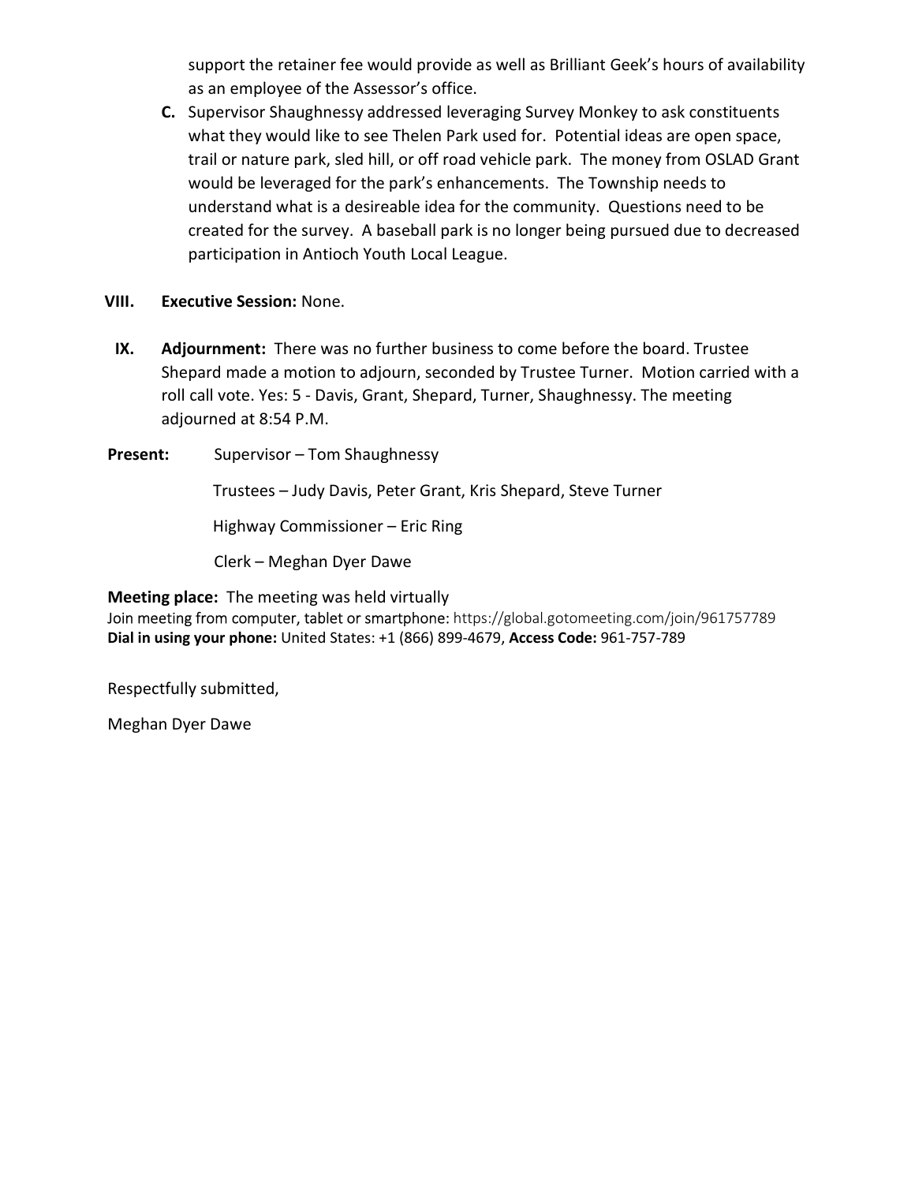support the retainer fee would provide as well as Brilliant Geek's hours of availability as an employee of the Assessor's office.

**C.** Supervisor Shaughnessy addressed leveraging Survey Monkey to ask constituents what they would like to see Thelen Park used for. Potential ideas are open space, trail or nature park, sled hill, or off road vehicle park. The money from OSLAD Grant would be leveraged for the park's enhancements. The Township needs to understand what is a desireable idea for the community. Questions need to be created for the survey. A baseball park is no longer being pursued due to decreased participation in Antioch Youth Local League.

**VIII. Executive Session:** None.

**IX. Adjournment:** There was no further business to come before the board. Trustee Shepard made a motion to adjourn, seconded by Trustee Turner. Motion carried with a roll call vote. Yes: 5 - Davis, Grant, Shepard, Turner, Shaughnessy. The meeting adjourned at 8:54 P.M.

**Present:** Supervisor – Tom Shaughnessy

Trustees – Judy Davis, Peter Grant, Kris Shepard, Steve Turner

Highway Commissioner – Eric Ring

Clerk – Meghan Dyer Dawe

**Meeting place:** The meeting was held virtually

Join meeting from computer, tablet or smartphone: https://global.gotomeeting.com/join/961757789

**Dial in using your phone:** United States: +1 (866) 899-4679, **Access Code:** 961-757-789

Respectfully submitted,

Meghan Dyer Dawe